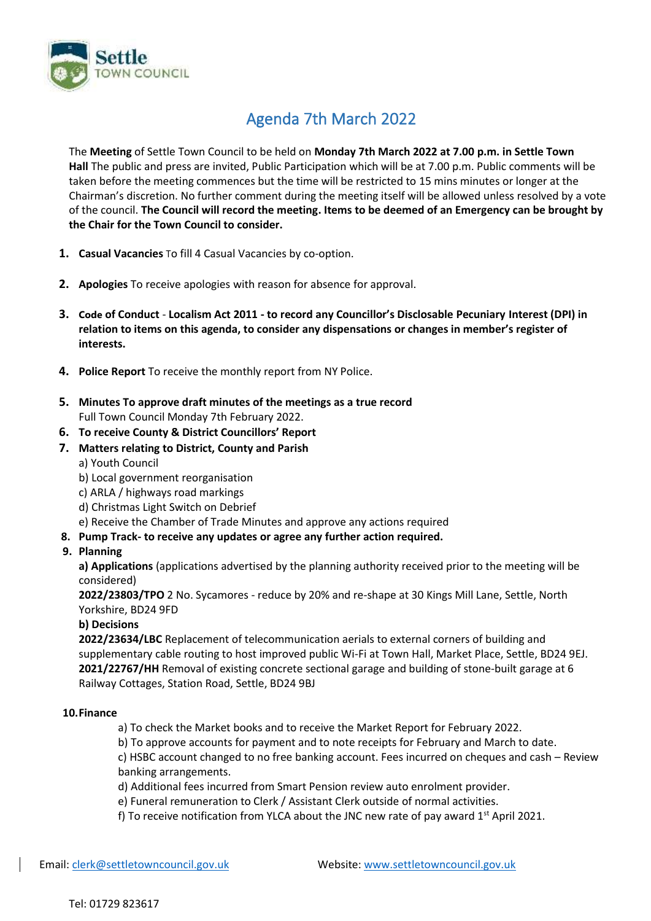Settle TOWN COUNCIL

# Agenda 7th March 2022

The **Meeting** of Settle Town Council to be held on **Monday 7th March 2022 at 7.00 p.m. in Settle Town Hall** The public and press are invited, Public Participation which will be at 7.00 p.m. Public comments will be taken before the meeting commences but the time will be restricted to 15 mins minutes or longer at the Chairman's discretion. No further comment during the meeting itself will be allowed unless resolved by a vote of the council. **The Council will record the meeting. Items to be deemed of an Emergency can be brought by the Chair for the Town Council to consider.**

1. **Casual Vacancies** To fill 4 Casual Vacancies by co-option.

2. **Apologies** To receive apologies with reason for absence for approval.

3. **Code of Conduct - Localism Act 2011 - to record any Councillor's Disclosable Pecuniary Interest (DPI) in relation to items on this agenda, to consider any dispensations or changes in member's register of interests.**

4. **Police Report** To receive the monthly report from NY Police.

5. **Minutes To approve draft minutes of the meetings as a true record**
   Full Town Council Monday 7th February 2022.
6. **To receive County & District Councillors' Report**
7. **Matters relating to District, County and Parish**
   a) Youth Council
   b) Local government reorganisation
   c) ARLA / highways road markings
   d) Christmas Light Switch on Debrief
   e) Receive the Chamber of Trade Minutes and approve any actions required
8. **Pump Track- to receive any updates or agree any further action required.**
9. **Planning**
   **a) Applications** (applications advertised by the planning authority received prior to the meeting will be considered)
   **2022/23803/TPO** 2 No. Sycamores - reduce by 20% and re-shape at 30 Kings Mill Lane, Settle, North Yorkshire, BD24 9FD
   **b) Decisions**
   **2022/23634/LBC** Replacement of telecommunication aerials to external corners of building and supplementary cable routing to host improved public Wi-Fi at Town Hall, Market Place, Settle, BD24 9EJ.
   **2021/22767/HH** Removal of existing concrete sectional garage and building of stone-built garage at 6 Railway Cottages, Station Road, Settle, BD24 9BJ

10. **Finance**
    a) To check the Market books and to receive the Market Report for February 2022.
    b) To approve accounts for payment and to note receipts for February and March to date.
    c) HSBC account changed to no free banking account. Fees incurred on cheques and cash – Review banking arrangements.
    d) Additional fees incurred from Smart Pension review auto enrolment provider.
    e) Funeral remuneration to Clerk / Assistant Clerk outside of normal activities.
    f) To receive notification from YLCA about the JNC new rate of pay award 1st April 2021.

Email: clerk@settletowncouncil.gov.uk Website: www.settletowncouncil.gov.uk

Tel: 01729 823617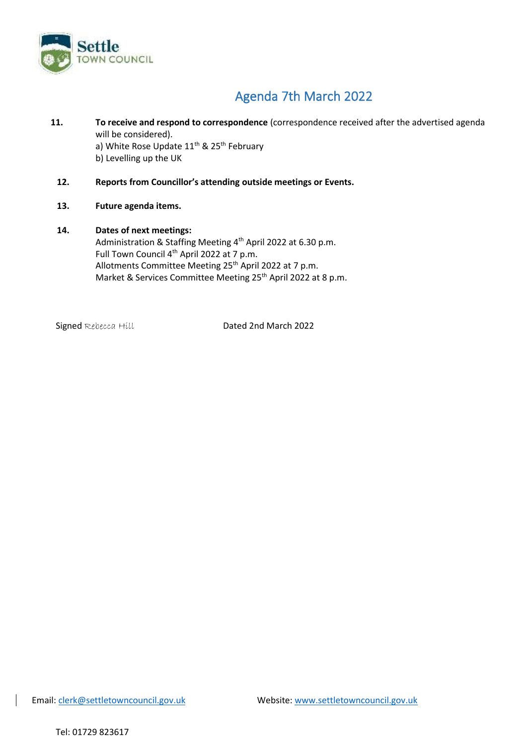# Agenda 7th March 2022

**11.** **To receive and respond to correspondence** (correspondence received after the advertised agenda will be considered).
a) White Rose Update 11th & 25th February
b) Levelling up the UK

**12.** **Reports from Councillor's attending outside meetings or Events.**

**13.** **Future agenda items.**

**14.** **Dates of next meetings:**
Administration & Staffing Meeting 4th April 2022 at 6.30 p.m.
Full Town Council 4th April 2022 at 7 p.m.
Allotments Committee Meeting 25th April 2022 at 7 p.m.
Market & Services Committee Meeting 25th April 2022 at 8 p.m.

Signed *Rebecca Hill* Dated 2nd March 2022

Email: clerk@settletowncouncil.gov.uk Website: www.settletowncouncil.gov.uk

Tel: 01729 823617